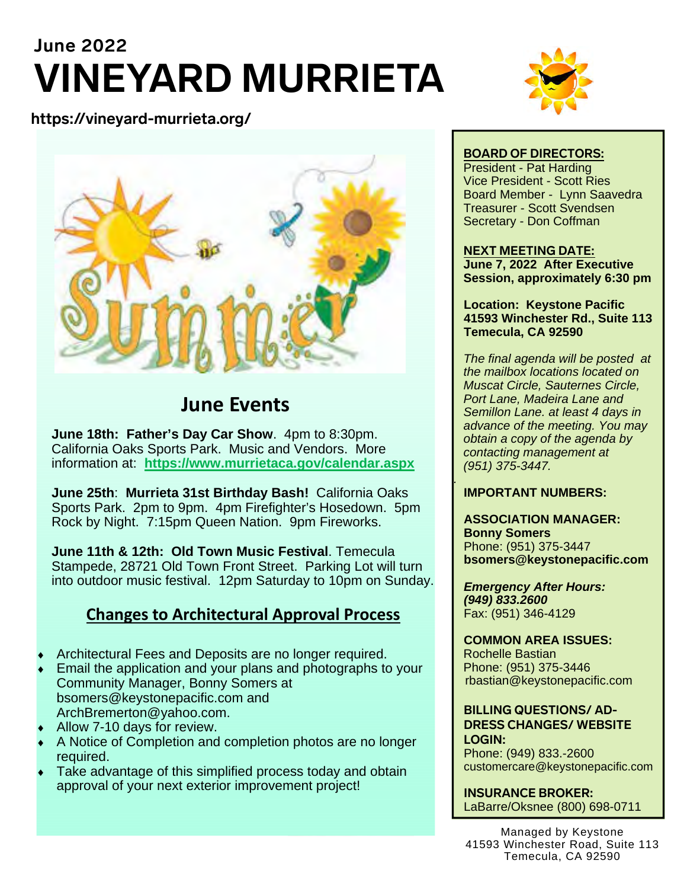June 2022

# VINEYARD MURRIETA

https://vineyard-murrieta.org/

## June Events

**June 18th: Father's Day Car Show**. 4pm to 8:30pm. California Oaks Sports Park. Music and Vendors. More information at: **https://www.murrietaca.gov/calendar.aspx**

**June 25th**: **Murrieta 31st Birthday Bash!** California Oaks Sports Park. 2pm to 9pm. 4pm Firefighter's Hosedown. 5pm Rock by Night. 7:15pm Queen Nation. 9pm Fireworks.

**June 11th & 12th: Old Town Music Festival**. Temecula Stampede, 28721 Old Town Front Street. Parking Lot will turn into outdoor music festival. 12pm Saturday to 10pm on Sunday.

## Changes to Architectural Approval Process

- Architectural Fees and Deposits are no longer required.
- Email the application and your plans and photographs to your Community Manager, Bonny Somers at bsomers@keystonepacific.com and ArchBremerton@yahoo.com.
- Allow 7-10 days for review.
- A Notice of Completion and completion photos are no longer required.
- Take advantage of this simplified process today and obtain approval of your next exterior improvement project!

**BOARD OF DIRECTORS:**

President - Pat Harding
Vice President - Scott Ries
Board Member - Lynn Saavedra
Treasurer - Scott Svendsen
Secretary - Don Coffman

**NEXT MEETING DATE:**
**June 7, 2022 After Executive Session, approximately 6:30 pm**

**Location: Keystone Pacific**
**41593 Winchester Rd., Suite 113**
**Temecula, CA 92590**

*The final agenda will be posted at the mailbox locations located on Muscat Circle, Sauternes Circle, Port Lane, Madeira Lane and Semillon Lane. at least 4 days in advance of the meeting. You may obtain a copy of the agenda by contacting management at (951) 375-3447.*

**IMPORTANT NUMBERS:**

**ASSOCIATION MANAGER:**
**Bonny Somers**
Phone: (951) 375-3447
**bsomers@keystonepacific.com**

***Emergency After Hours:***
***(949) 833.2600***
Fax: (951) 346-4129

**COMMON AREA ISSUES:**
Rochelle Bastian
Phone: (951) 375-3446
rbastian@keystonepacific.com

**BILLING QUESTIONS/ ADDRESS CHANGES/ WEBSITE LOGIN:**
Phone: (949) 833.-2600
customercare@keystonepacific.com

**INSURANCE BROKER:**
LaBarre/Oksnee (800) 698-0711

Managed by Keystone
41593 Winchester Road, Suite 113
Temecula, CA 92590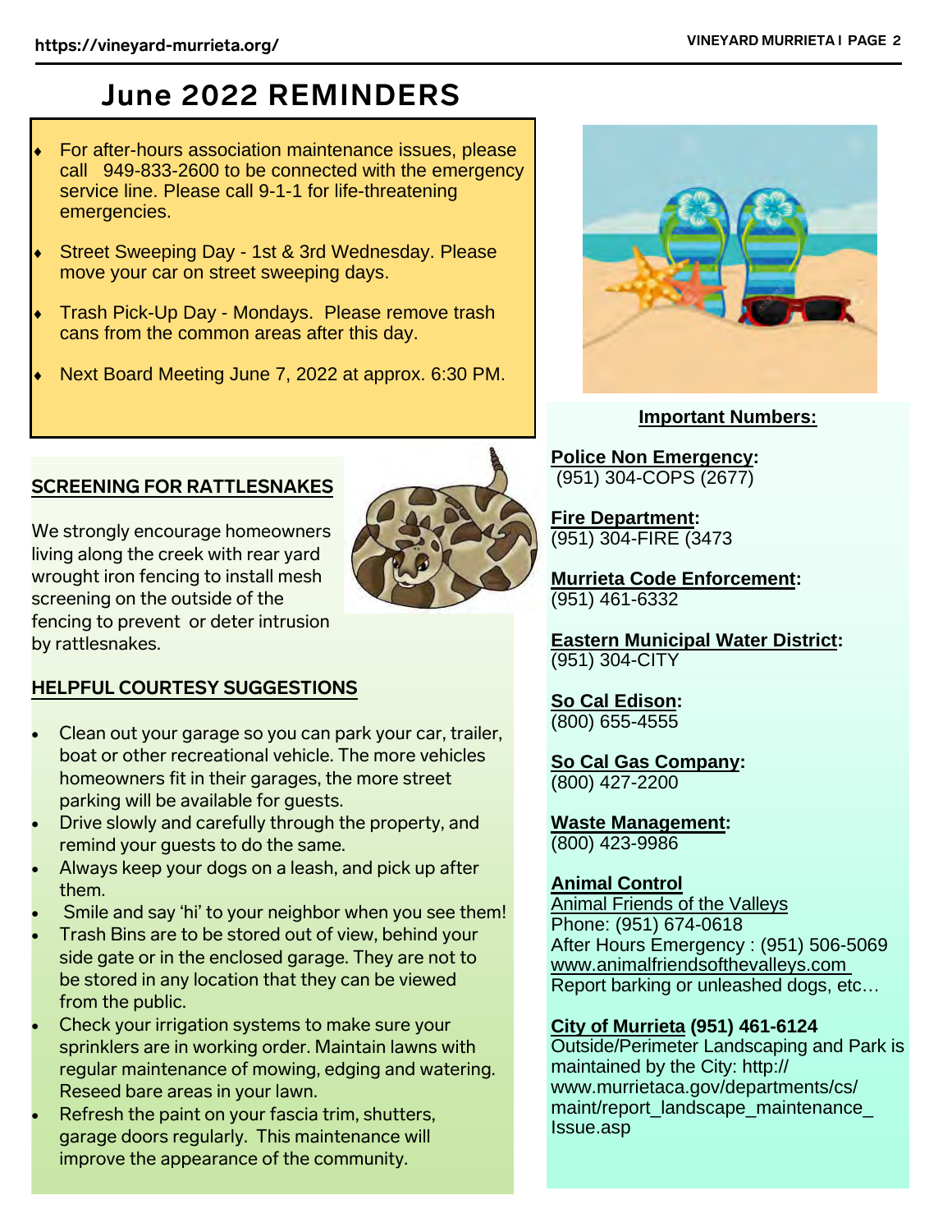# June 2022 REMINDERS

- For after-hours association maintenance issues, please call 949-833-2600 to be connected with the emergency service line. Please call 9-1-1 for life-threatening emergencies.
- Street Sweeping Day - 1st & 3rd Wednesday. Please move your car on street sweeping days.
- Trash Pick-Up Day - Mondays. Please remove trash cans from the common areas after this day.
- Next Board Meeting June 7, 2022 at approx. 6:30 PM.

## SCREENING FOR RATTLESNAKES

We strongly encourage homeowners living along the creek with rear yard wrought iron fencing to install mesh screening on the outside of the fencing to prevent or deter intrusion by rattlesnakes.

## HELPFUL COURTESY SUGGESTIONS

- Clean out your garage so you can park your car, trailer, boat or other recreational vehicle. The more vehicles homeowners fit in their garages, the more street parking will be available for guests.
- Drive slowly and carefully through the property, and remind your guests to do the same.
- Always keep your dogs on a leash, and pick up after them.
- Smile and say 'hi' to your neighbor when you see them!
- Trash Bins are to be stored out of view, behind your side gate or in the enclosed garage. They are not to be stored in any location that they can be viewed from the public.
- Check your irrigation systems to make sure your sprinklers are in working order. Maintain lawns with regular maintenance of mowing, edging and watering. Reseed bare areas in your lawn.
- Refresh the paint on your fascia trim, shutters, garage doors regularly. This maintenance will improve the appearance of the community.

## Important Numbers:

**Police Non Emergency:**
(951) 304-COPS (2677)

**Fire Department:**
(951) 304-FIRE (3473

**Murrieta Code Enforcement:**
(951) 461-6332

**Eastern Municipal Water District:**
(951) 304-CITY

**So Cal Edison:**
(800) 655-4555

**So Cal Gas Company:**
(800) 427-2200

**Waste Management:**
(800) 423-9986

**Animal Control**
Animal Friends of the Valleys
Phone: (951) 674-0618
After Hours Emergency : (951) 506-5069
www.animalfriendsofthevalleys.com
Report barking or unleashed dogs, etc…

**City of Murrieta (951) 461-6124**
Outside/Perimeter Landscaping and Park is maintained by the City: http://www.murrietaca.gov/departments/cs/maint/report_landscape_maintenance_Issue.asp